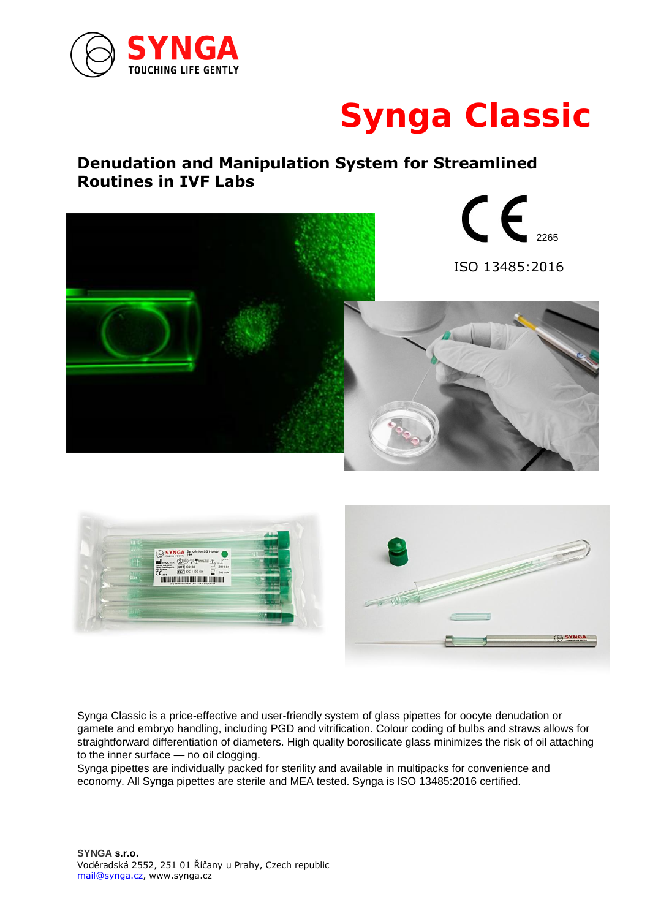SYNGA
TOUCHING LIFE GENTLY

# Synga Classic

## Denudation and Manipulation System for Streamlined Routines in IVF Labs

CE 2265

ISO 13485:2016

Synga Classic is a price-effective and user-friendly system of glass pipettes for oocyte denudation or gamete and embryo handling, including PGD and vitrification. Colour coding of bulbs and straws allows for straightforward differentiation of diameters. High quality borosilicate glass minimizes the risk of oil attaching to the inner surface — no oil clogging.
Synga pipettes are individually packed for sterility and available in multipacks for convenience and economy. All Synga pipettes are sterile and MEA tested. Synga is ISO 13485:2016 certified.

**SYNGA s.r.o.**
Voděradská 2552, 251 01 Říčany u Prahy, Czech republic
mail@synga.cz, www.synga.cz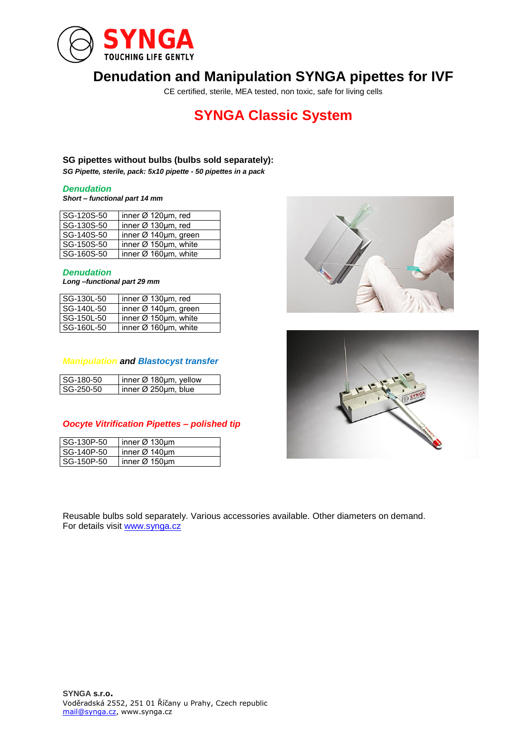# Denudation and Manipulation SYNGA pipettes for IVF

CE certified, sterile, MEA tested, non toxic, safe for living cells

## SYNGA Classic System

### SG pipettes without bulbs (bulbs sold separately):

***SG Pipette, sterile, pack: 5x10 pipette - 50 pipettes in a pack***

#### *Denudation*

***Short – functional part 14 mm***

| | |
|---|---|
| SG-120S-50 | inner Ø 120µm, red |
| SG-130S-50 | inner Ø 130µm, red |
| SG-140S-50 | inner Ø 140µm, green |
| SG-150S-50 | inner Ø 150µm, white |
| SG-160S-50 | inner Ø 160µm, white |

#### *Denudation*

***Long –functional part 29 mm***

| | |
|---|---|
| SG-130L-50 | inner Ø 130µm, red |
| SG-140L-50 | inner Ø 140µm, green |
| SG-150L-50 | inner Ø 150µm, white |
| SG-160L-50 | inner Ø 160µm, white |

#### *Manipulation and Blastocyst transfer*

| | |
|---|---|
| SG-180-50 | inner Ø 180µm, yellow |
| SG-250-50 | inner Ø 250µm, blue |

#### *Oocyte Vitrification Pipettes – polished tip*

| | |
|---|---|
| SG-130P-50 | inner Ø 130µm |
| SG-140P-50 | inner Ø 140µm |
| SG-150P-50 | inner Ø 150µm |

Reusable bulbs sold separately. Various accessories available. Other diameters on demand.
For details visit www.synga.cz

**SYNGA s.r.o.**
Voděradská 2552, 251 01 Říčany u Prahy, Czech republic
mail@synga.cz, www.synga.cz